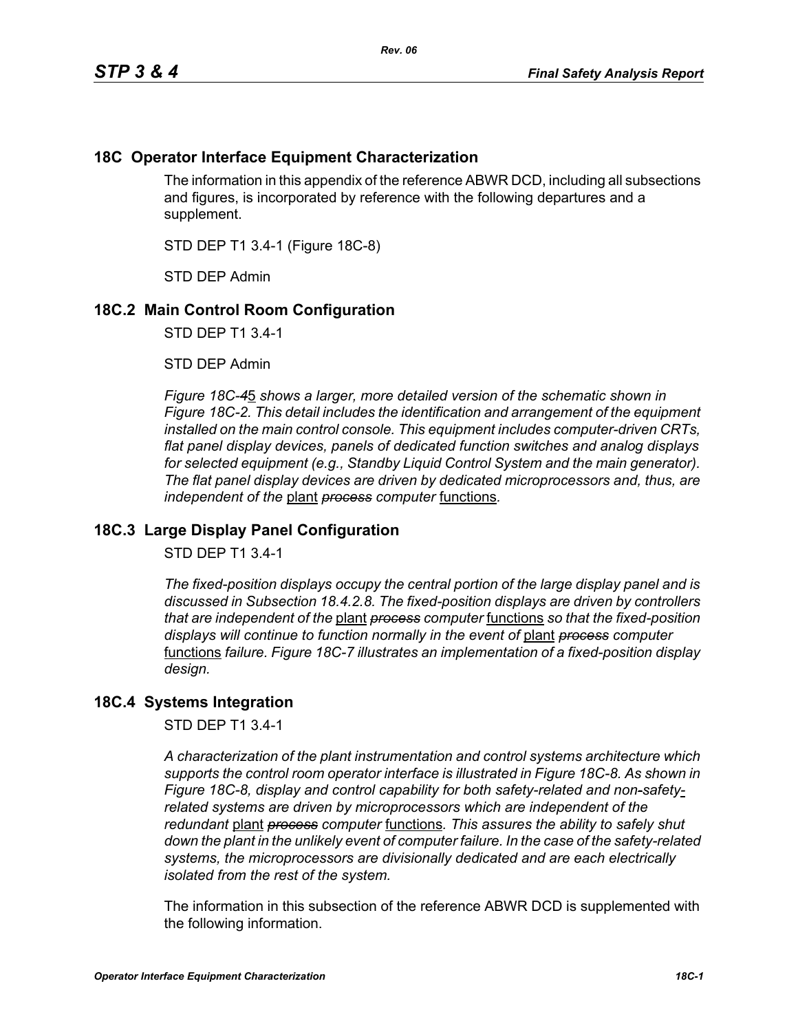## 18C Operator Interface Equipment Characterization

The information in this appendix of the reference ABWR DCD, including all subsections and figures, is incorporated by reference with the following departures and a supplement.

STD DEP T1 3.4-1 (Figure 18C-8)

STD DEP Admin

## 18C.2 Main Control Room Configuration

STD DEP T1 3.4-1

STD DEP Admin

*Figure 18C-4*5 *shows a larger, more detailed version of the schematic shown in Figure 18C-2. This detail includes the identification and arrangement of the equipment installed on the main control console. This equipment includes computer-driven CRTs, flat panel display devices, panels of dedicated function switches and analog displays for selected equipment (e.g., Standby Liquid Control System and the main generator). The flat panel display devices are driven by dedicated microprocessors and, thus, are independent of the* plant *process computer* functions*.*

## 18C.3 Large Display Panel Configuration

STD DEP T1 3.4-1

*The fixed-position displays occupy the central portion of the large display panel and is discussed in Subsection 18.4.2.8. The fixed-position displays are driven by controllers that are independent of the* plant *process computer* functions *so that the fixed-position displays will continue to function normally in the event of* plant *process computer* functions *failure. Figure 18C-7 illustrates an implementation of a fixed-position display design.*

## 18C.4 Systems Integration

STD DEP T1 3.4-1

*A characterization of the plant instrumentation and control systems architecture which supports the control room operator interface is illustrated in Figure 18C-8. As shown in Figure 18C-8, display and control capability for both safety-related and non-safety*-*related systems are driven by microprocessors which are independent of the redundant* plant *process computer* functions*. This assures the ability to safely shut down the plant in the unlikely event of computer failure. In the case of the safety-related systems, the microprocessors are divisionally dedicated and are each electrically isolated from the rest of the system.*

The information in this subsection of the reference ABWR DCD is supplemented with the following information.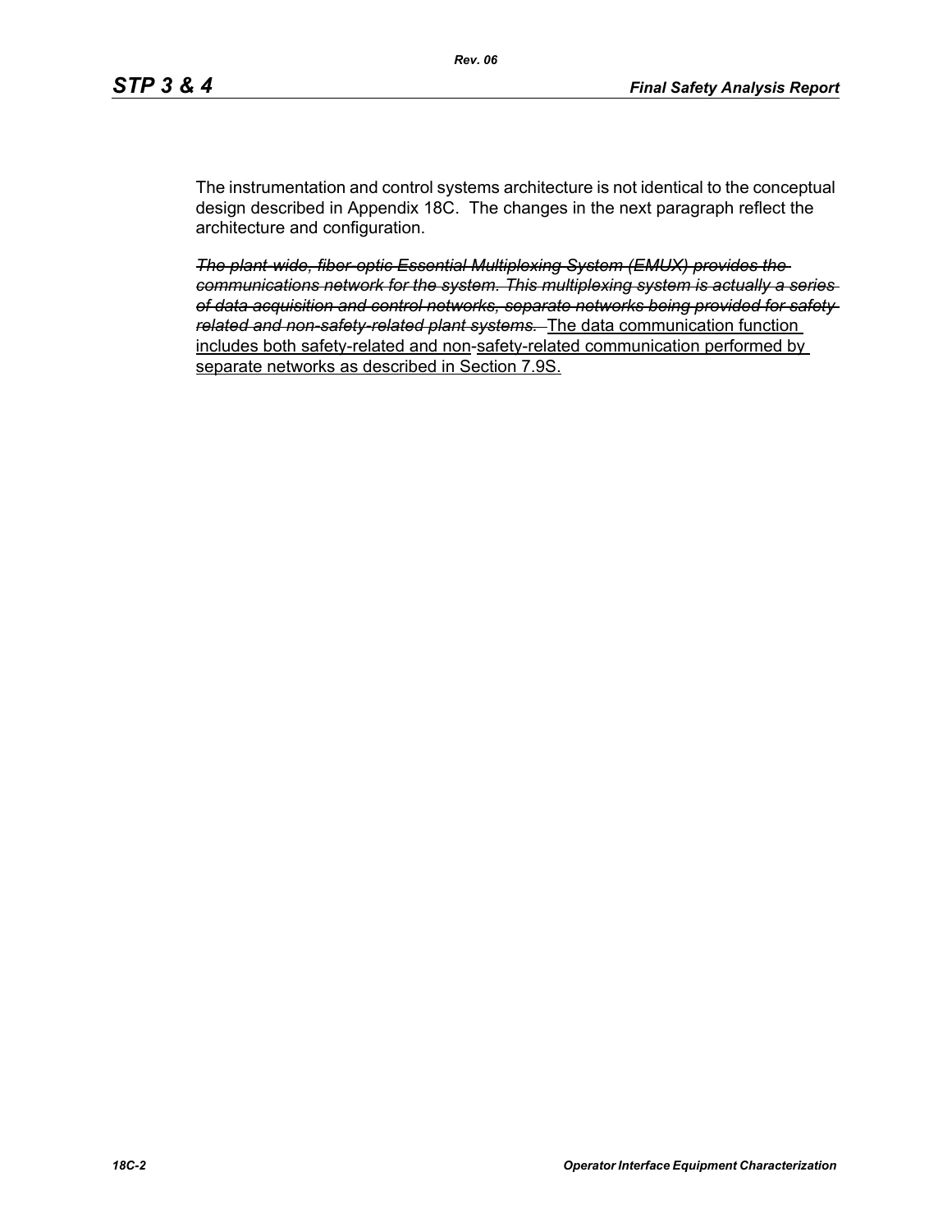The instrumentation and control systems architecture is not identical to the conceptual design described in Appendix 18C. The changes in the next paragraph reflect the architecture and configuration.

~~*The plant-wide, fiber-optic Essential Multiplexing System (EMUX) provides the communications network for the system. This multiplexing system is actually a series of data acquisition and control networks, separate networks being provided for safety-related and non-safety-related plant systems.*~~ <u>The data communication function includes both safety-related and non-safety-related communication performed by separate networks as described in Section 7.9S.</u>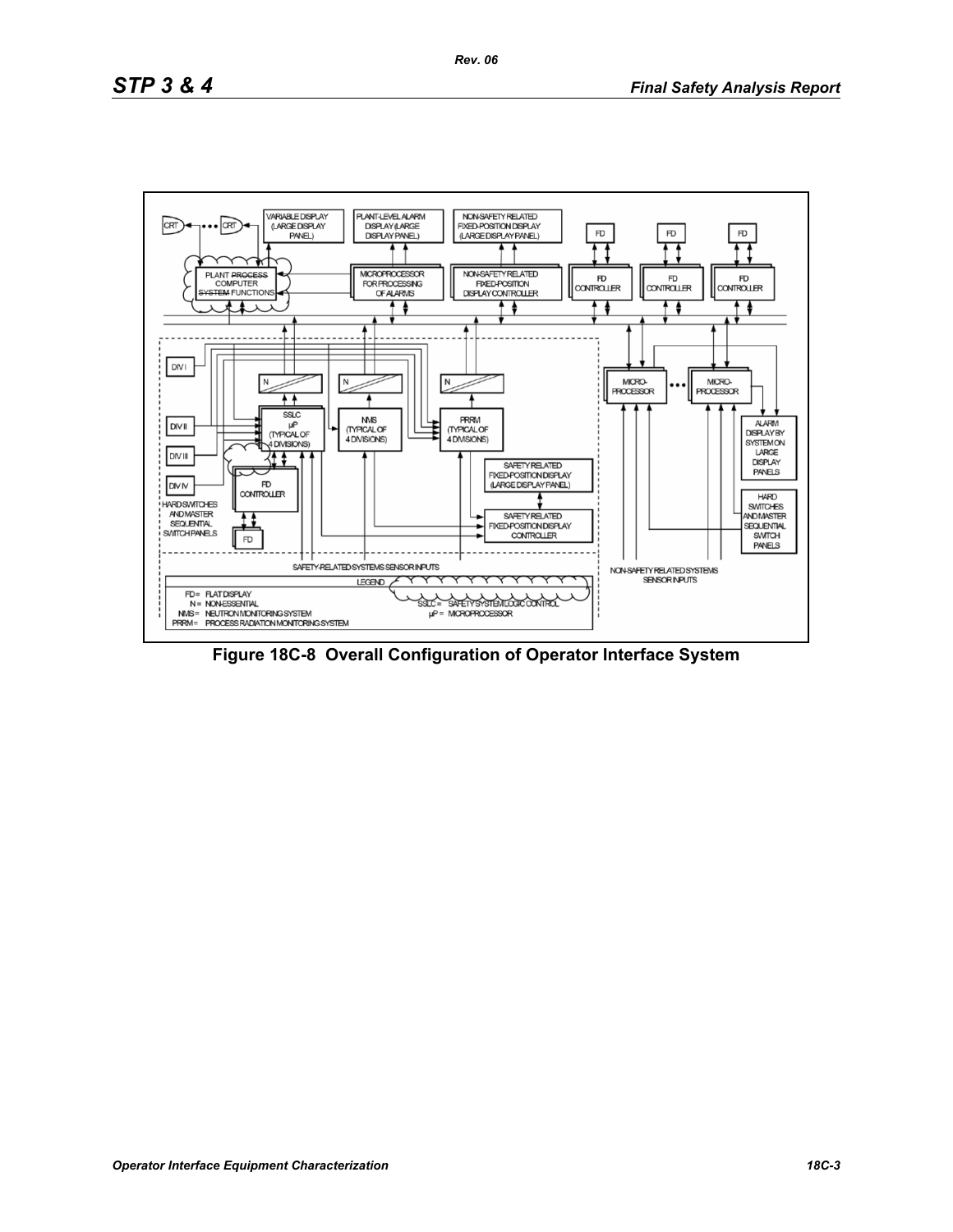CRT
CRT
VARIABLE DISPLAY (LARGE DISPLAY PANEL)
PLANT-LEVEL ALARM DISPLAY (LARGE DISPLAY PANEL)
NON-SAFETY RELATED FIXED-POSITION DISPLAY (LARGE DISPLAY PANEL)
FD
FD
FD
PLANT PROCESS COMPUTER SYSTEM FUNCTIONS
MICROPROCESSOR FOR PROCESSING OF ALARMS
NON-SAFETY RELATED FIXED-POSITION DISPLAY CONTROLLER
FD CONTROLLER
FD CONTROLLER
FD CONTROLLER
DIV I
N
N
N
MICRO-PROCESSOR
MICRO-PROCESSOR
DIV II
SSLC μP (TYPICAL OF 4 DIVISIONS)
NMS (TYPICAL OF 4 DIVISIONS)
PRRM (TYPICAL OF 4 DIVISIONS)
ALARM DISPLAY BY SYSTEM ON LARGE DISPLAY PANELS
DIV III
DIV IV
FD CONTROLLER
SAFETY RELATED FIXED-POSITION DISPLAY (LARGE DISPLAY PANEL)
HARD SWITCHES AND MASTER SEQUENTIAL SWITCH PANELS
HARD SWITCHES AND MASTER SEQUENTIAL SWITCH PANELS
FD
SAFETY RELATED FIXED-POSITION DISPLAY CONTROLLER
SAFETY-RELATED SYSTEMS SENSOR INPUTS
NON-SAFETY RELATED SYSTEMS SENSOR INPUTS
LEGEND
FD = FLAT DISPLAY
N = NON-ESSENTIAL
NMS = NEUTRON MONITORING SYSTEM
PRRM = PROCESS RADIATION MONITORING SYSTEM
SSLC = SAFETY SYSTEM LOGIC CONTROL
μP = MICROPROCESSOR

**Figure 18C-8 Overall Configuration of Operator Interface System**